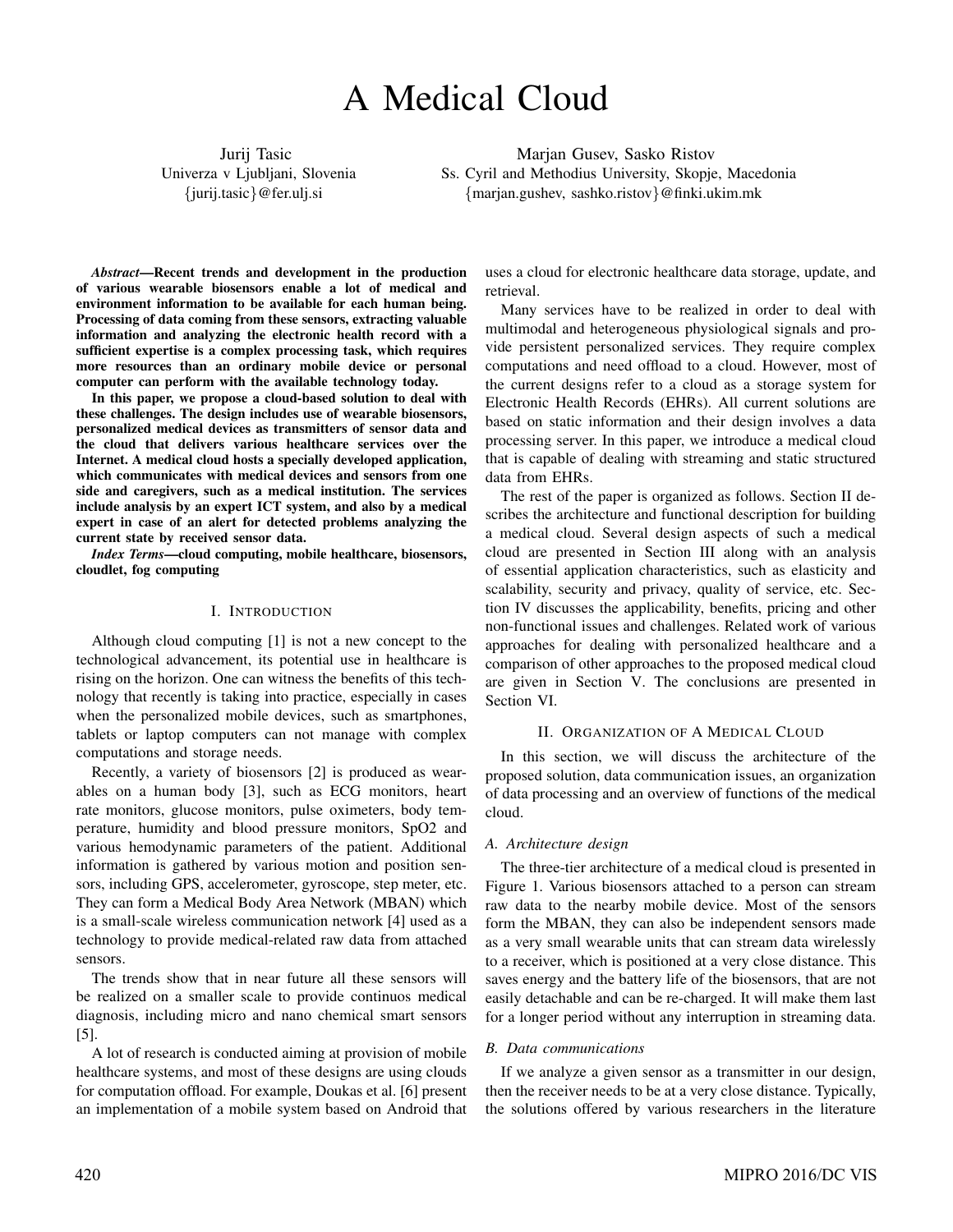# A Medical Cloud

Jurij Tasic
Univerza v Ljubljani, Slovenia
{jurij.tasic}@fer.ulj.si

Marjan Gusev, Sasko Ristov
Ss. Cyril and Methodius University, Skopje, Macedonia
{marjan.gushev, sashko.ristov}@finki.ukim.mk

***Abstract*—Recent trends and development in the production of various wearable biosensors enable a lot of medical and environment information to be available for each human being. Processing of data coming from these sensors, extracting valuable information and analyzing the electronic health record with a sufficient expertise is a complex processing task, which requires more resources than an ordinary mobile device or personal computer can perform with the available technology today.**

**In this paper, we propose a cloud-based solution to deal with these challenges. The design includes use of wearable biosensors, personalized medical devices as transmitters of sensor data and the cloud that delivers various healthcare services over the Internet. A medical cloud hosts a specially developed application, which communicates with medical devices and sensors from one side and caregivers, such as a medical institution. The services include analysis by an expert ICT system, and also by a medical expert in case of an alert for detected problems analyzing the current state by received sensor data.**

***Index Terms*—cloud computing, mobile healthcare, biosensors, cloudlet, fog computing**

## I. Introduction

Although cloud computing [1] is not a new concept to the technological advancement, its potential use in healthcare is rising on the horizon. One can witness the benefits of this technology that recently is taking into practice, especially in cases when the personalized mobile devices, such as smartphones, tablets or laptop computers can not manage with complex computations and storage needs.

Recently, a variety of biosensors [2] is produced as wearables on a human body [3], such as ECG monitors, heart rate monitors, glucose monitors, pulse oximeters, body temperature, humidity and blood pressure monitors, SpO2 and various hemodynamic parameters of the patient. Additional information is gathered by various motion and position sensors, including GPS, accelerometer, gyroscope, step meter, etc. They can form a Medical Body Area Network (MBAN) which is a small-scale wireless communication network [4] used as a technology to provide medical-related raw data from attached sensors.

The trends show that in near future all these sensors will be realized on a smaller scale to provide continuos medical diagnosis, including micro and nano chemical smart sensors [5].

A lot of research is conducted aiming at provision of mobile healthcare systems, and most of these designs are using clouds for computation offload. For example, Doukas et al. [6] present an implementation of a mobile system based on Android that uses a cloud for electronic healthcare data storage, update, and retrieval.

Many services have to be realized in order to deal with multimodal and heterogeneous physiological signals and provide persistent personalized services. They require complex computations and need offload to a cloud. However, most of the current designs refer to a cloud as a storage system for Electronic Health Records (EHRs). All current solutions are based on static information and their design involves a data processing server. In this paper, we introduce a medical cloud that is capable of dealing with streaming and static structured data from EHRs.

The rest of the paper is organized as follows. Section II describes the architecture and functional description for building a medical cloud. Several design aspects of such a medical cloud are presented in Section III along with an analysis of essential application characteristics, such as elasticity and scalability, security and privacy, quality of service, etc. Section IV discusses the applicability, benefits, pricing and other non-functional issues and challenges. Related work of various approaches for dealing with personalized healthcare and a comparison of other approaches to the proposed medical cloud are given in Section V. The conclusions are presented in Section VI.

## II. Organization of a Medical Cloud

In this section, we will discuss the architecture of the proposed solution, data communication issues, an organization of data processing and an overview of functions of the medical cloud.

### A. Architecture design

The three-tier architecture of a medical cloud is presented in Figure 1. Various biosensors attached to a person can stream raw data to the nearby mobile device. Most of the sensors form the MBAN, they can also be independent sensors made as a very small wearable units that can stream data wirelessly to a receiver, which is positioned at a very close distance. This saves energy and the battery life of the biosensors, that are not easily detachable and can be re-charged. It will make them last for a longer period without any interruption in streaming data.

### B. Data communications

If we analyze a given sensor as a transmitter in our design, then the receiver needs to be at a very close distance. Typically, the solutions offered by various researchers in the literature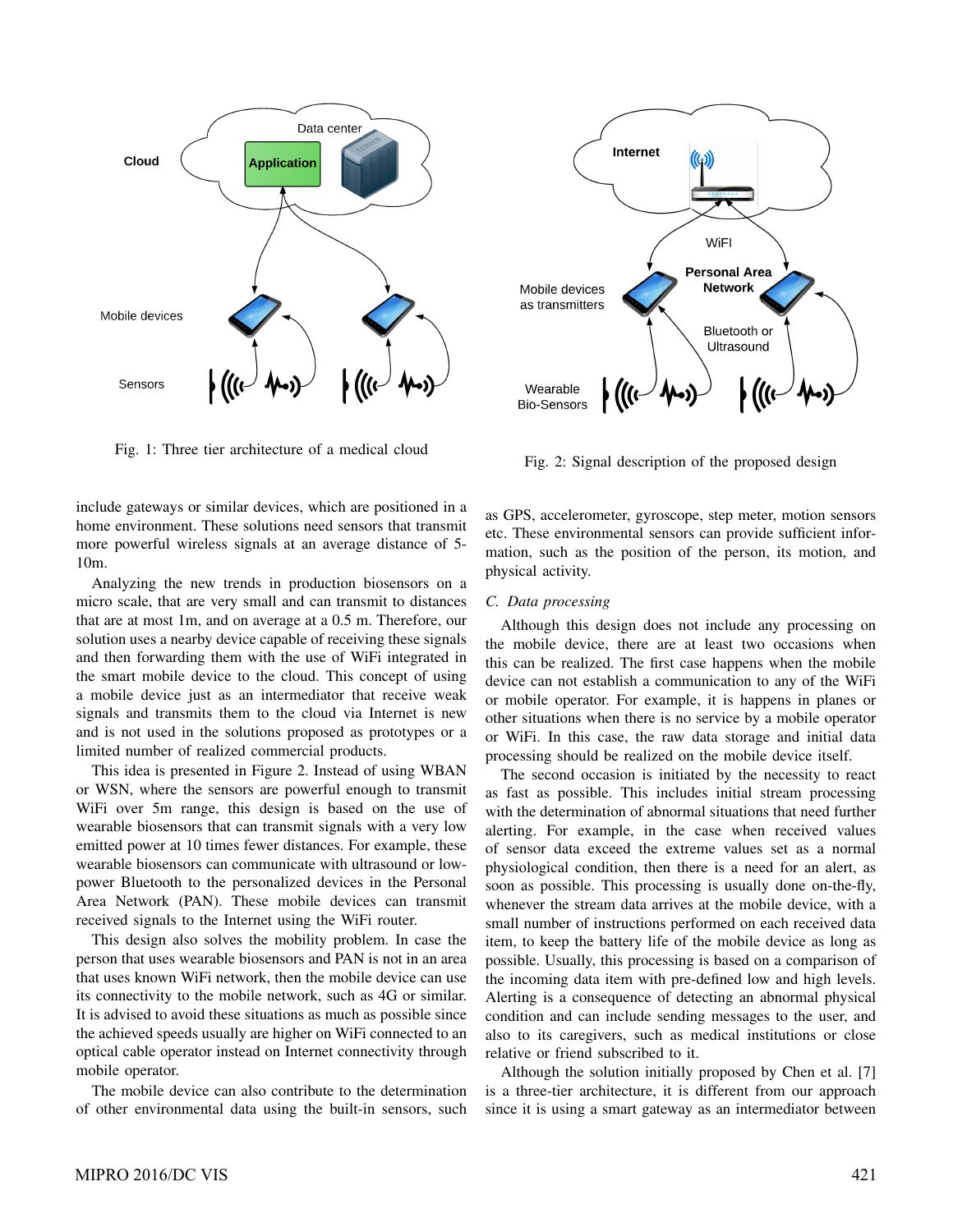Fig. 1: Three tier architecture of a medical cloud

Fig. 2: Signal description of the proposed design

include gateways or similar devices, which are positioned in a home environment. These solutions need sensors that transmit more powerful wireless signals at an average distance of 5-10m.

Analyzing the new trends in production biosensors on a micro scale, that are very small and can transmit to distances that are at most 1m, and on average at a 0.5 m. Therefore, our solution uses a nearby device capable of receiving these signals and then forwarding them with the use of WiFi integrated in the smart mobile device to the cloud. This concept of using a mobile device just as an intermediator that receive weak signals and transmits them to the cloud via Internet is new and is not used in the solutions proposed as prototypes or a limited number of realized commercial products.

This idea is presented in Figure 2. Instead of using WBAN or WSN, where the sensors are powerful enough to transmit WiFi over 5m range, this design is based on the use of wearable biosensors that can transmit signals with a very low emitted power at 10 times fewer distances. For example, these wearable biosensors can communicate with ultrasound or low-power Bluetooth to the personalized devices in the Personal Area Network (PAN). These mobile devices can transmit received signals to the Internet using the WiFi router.

This design also solves the mobility problem. In case the person that uses wearable biosensors and PAN is not in an area that uses known WiFi network, then the mobile device can use its connectivity to the mobile network, such as 4G or similar. It is advised to avoid these situations as much as possible since the achieved speeds usually are higher on WiFi connected to an optical cable operator instead on Internet connectivity through mobile operator.

The mobile device can also contribute to the determination of other environmental data using the built-in sensors, such as GPS, accelerometer, gyroscope, step meter, motion sensors etc. These environmental sensors can provide sufficient information, such as the position of the person, its motion, and physical activity.

### C. *Data processing*

Although this design does not include any processing on the mobile device, there are at least two occasions when this can be realized. The first case happens when the mobile device can not establish a communication to any of the WiFi or mobile operator. For example, it is happens in planes or other situations when there is no service by a mobile operator or WiFi. In this case, the raw data storage and initial data processing should be realized on the mobile device itself.

The second occasion is initiated by the necessity to react as fast as possible. This includes initial stream processing with the determination of abnormal situations that need further alerting. For example, in the case when received values of sensor data exceed the extreme values set as a normal physiological condition, then there is a need for an alert, as soon as possible. This processing is usually done on-the-fly, whenever the stream data arrives at the mobile device, with a small number of instructions performed on each received data item, to keep the battery life of the mobile device as long as possible. Usually, this processing is based on a comparison of the incoming data item with pre-defined low and high levels. Alerting is a consequence of detecting an abnormal physical condition and can include sending messages to the user, and also to its caregivers, such as medical institutions or close relative or friend subscribed to it.

Although the solution initially proposed by Chen et al. [7] is a three-tier architecture, it is different from our approach since it is using a smart gateway as an intermediator between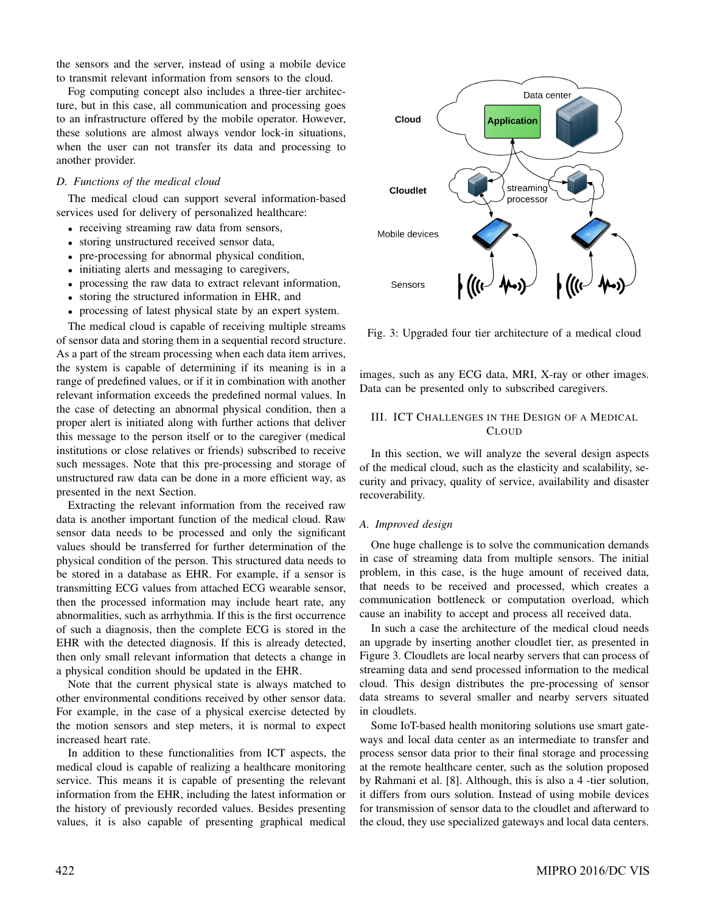the sensors and the server, instead of using a mobile device to transmit relevant information from sensors to the cloud.

Fog computing concept also includes a three-tier architecture, but in this case, all communication and processing goes to an infrastructure offered by the mobile operator. However, these solutions are almost always vendor lock-in situations, when the user can not transfer its data and processing to another provider.

### D. Functions of the medical cloud

The medical cloud can support several information-based services used for delivery of personalized healthcare:

- receiving streaming raw data from sensors,
- storing unstructured received sensor data,
- pre-processing for abnormal physical condition,
- initiating alerts and messaging to caregivers,
- processing the raw data to extract relevant information,
- storing the structured information in EHR, and
- processing of latest physical state by an expert system.

The medical cloud is capable of receiving multiple streams of sensor data and storing them in a sequential record structure. As a part of the stream processing when each data item arrives, the system is capable of determining if its meaning is in a range of predefined values, or if it in combination with another relevant information exceeds the predefined normal values. In the case of detecting an abnormal physical condition, then a proper alert is initiated along with further actions that deliver this message to the person itself or to the caregiver (medical institutions or close relatives or friends) subscribed to receive such messages. Note that this pre-processing and storage of unstructured raw data can be done in a more efficient way, as presented in the next Section.

Extracting the relevant information from the received raw data is another important function of the medical cloud. Raw sensor data needs to be processed and only the significant values should be transferred for further determination of the physical condition of the person. This structured data needs to be stored in a database as EHR. For example, if a sensor is transmitting ECG values from attached ECG wearable sensor, then the processed information may include heart rate, any abnormalities, such as arrhythmia. If this is the first occurrence of such a diagnosis, then the complete ECG is stored in the EHR with the detected diagnosis. If this is already detected, then only small relevant information that detects a change in a physical condition should be updated in the EHR.

Note that the current physical state is always matched to other environmental conditions received by other sensor data. For example, in the case of a physical exercise detected by the motion sensors and step meters, it is normal to expect increased heart rate.

In addition to these functionalities from ICT aspects, the medical cloud is capable of realizing a healthcare monitoring service. This means it is capable of presenting the relevant information from the EHR, including the latest information or the history of previously recorded values. Besides presenting values, it is also capable of presenting graphical medical images, such as any ECG data, MRI, X-ray or other images. Data can be presented only to subscribed caregivers.

Fig. 3: Upgraded four tier architecture of a medical cloud

## III. ICT Challenges in the Design of a Medical Cloud

In this section, we will analyze the several design aspects of the medical cloud, such as the elasticity and scalability, security and privacy, quality of service, availability and disaster recoverability.

### A. Improved design

One huge challenge is to solve the communication demands in case of streaming data from multiple sensors. The initial problem, in this case, is the huge amount of received data, that needs to be received and processed, which creates a communication bottleneck or computation overload, which cause an inability to accept and process all received data.

In such a case the architecture of the medical cloud needs an upgrade by inserting another cloudlet tier, as presented in Figure 3. Cloudlets are local nearby servers that can process of streaming data and send processed information to the medical cloud. This design distributes the pre-processing of sensor data streams to several smaller and nearby servers situated in cloudlets.

Some IoT-based health monitoring solutions use smart gateways and local data center as an intermediate to transfer and process sensor data prior to their final storage and processing at the remote healthcare center, such as the solution proposed by Rahmani et al. [8]. Although, this is also a 4 -tier solution, it differs from ours solution. Instead of using mobile devices for transmission of sensor data to the cloudlet and afterward to the cloud, they use specialized gateways and local data centers.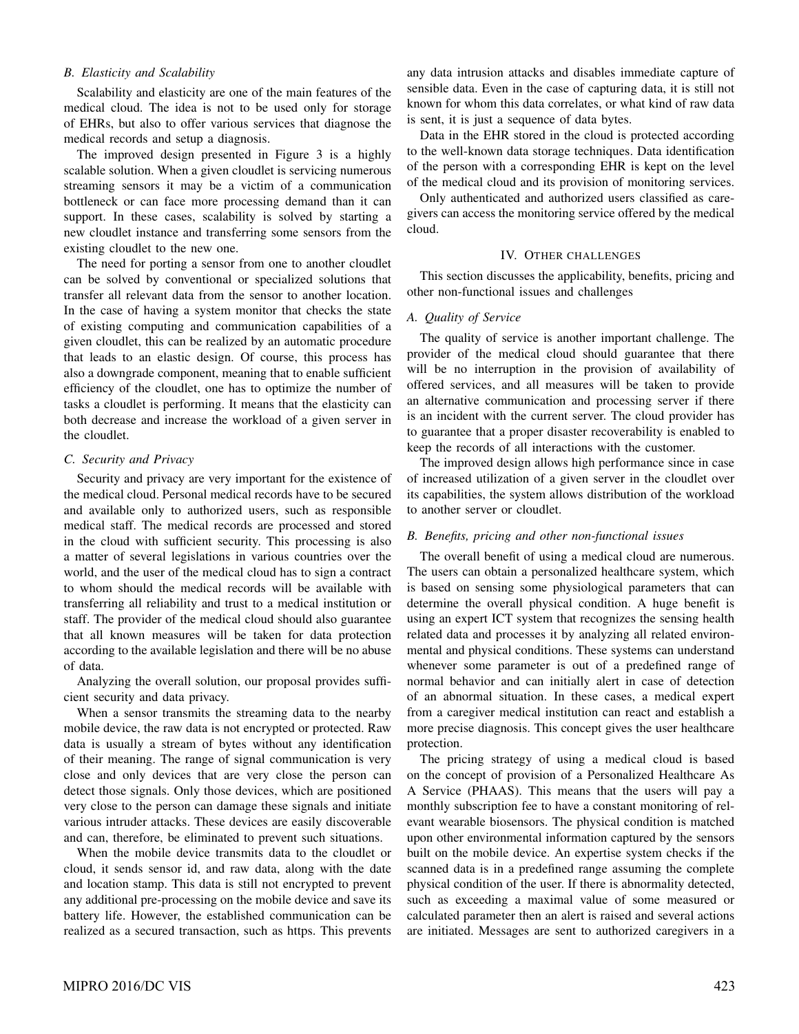### B. Elasticity and Scalability

Scalability and elasticity are one of the main features of the medical cloud. The idea is not to be used only for storage of EHRs, but also to offer various services that diagnose the medical records and setup a diagnosis.

The improved design presented in Figure 3 is a highly scalable solution. When a given cloudlet is servicing numerous streaming sensors it may be a victim of a communication bottleneck or can face more processing demand than it can support. In these cases, scalability is solved by starting a new cloudlet instance and transferring some sensors from the existing cloudlet to the new one.

The need for porting a sensor from one to another cloudlet can be solved by conventional or specialized solutions that transfer all relevant data from the sensor to another location. In the case of having a system monitor that checks the state of existing computing and communication capabilities of a given cloudlet, this can be realized by an automatic procedure that leads to an elastic design. Of course, this process has also a downgrade component, meaning that to enable sufficient efficiency of the cloudlet, one has to optimize the number of tasks a cloudlet is performing. It means that the elasticity can both decrease and increase the workload of a given server in the cloudlet.

### C. Security and Privacy

Security and privacy are very important for the existence of the medical cloud. Personal medical records have to be secured and available only to authorized users, such as responsible medical staff. The medical records are processed and stored in the cloud with sufficient security. This processing is also a matter of several legislations in various countries over the world, and the user of the medical cloud has to sign a contract to whom should the medical records will be available with transferring all reliability and trust to a medical institution or staff. The provider of the medical cloud should also guarantee that all known measures will be taken for data protection according to the available legislation and there will be no abuse of data.

Analyzing the overall solution, our proposal provides sufficient security and data privacy.

When a sensor transmits the streaming data to the nearby mobile device, the raw data is not encrypted or protected. Raw data is usually a stream of bytes without any identification of their meaning. The range of signal communication is very close and only devices that are very close the person can detect those signals. Only those devices, which are positioned very close to the person can damage these signals and initiate various intruder attacks. These devices are easily discoverable and can, therefore, be eliminated to prevent such situations.

When the mobile device transmits data to the cloudlet or cloud, it sends sensor id, and raw data, along with the date and location stamp. This data is still not encrypted to prevent any additional pre-processing on the mobile device and save its battery life. However, the established communication can be realized as a secured transaction, such as https. This prevents any data intrusion attacks and disables immediate capture of sensible data. Even in the case of capturing data, it is still not known for whom this data correlates, or what kind of raw data is sent, it is just a sequence of data bytes.

Data in the EHR stored in the cloud is protected according to the well-known data storage techniques. Data identification of the person with a corresponding EHR is kept on the level of the medical cloud and its provision of monitoring services.

Only authenticated and authorized users classified as caregivers can access the monitoring service offered by the medical cloud.

## IV. Other challenges

This section discusses the applicability, benefits, pricing and other non-functional issues and challenges

### A. Quality of Service

The quality of service is another important challenge. The provider of the medical cloud should guarantee that there will be no interruption in the provision of availability of offered services, and all measures will be taken to provide an alternative communication and processing server if there is an incident with the current server. The cloud provider has to guarantee that a proper disaster recoverability is enabled to keep the records of all interactions with the customer.

The improved design allows high performance since in case of increased utilization of a given server in the cloudlet over its capabilities, the system allows distribution of the workload to another server or cloudlet.

### B. Benefits, pricing and other non-functional issues

The overall benefit of using a medical cloud are numerous. The users can obtain a personalized healthcare system, which is based on sensing some physiological parameters that can determine the overall physical condition. A huge benefit is using an expert ICT system that recognizes the sensing health related data and processes it by analyzing all related environmental and physical conditions. These systems can understand whenever some parameter is out of a predefined range of normal behavior and can initially alert in case of detection of an abnormal situation. In these cases, a medical expert from a caregiver medical institution can react and establish a more precise diagnosis. This concept gives the user healthcare protection.

The pricing strategy of using a medical cloud is based on the concept of provision of a Personalized Healthcare As A Service (PHAAS). This means that the users will pay a monthly subscription fee to have a constant monitoring of relevant wearable biosensors. The physical condition is matched upon other environmental information captured by the sensors built on the mobile device. An expertise system checks if the scanned data is in a predefined range assuming the complete physical condition of the user. If there is abnormality detected, such as exceeding a maximal value of some measured or calculated parameter then an alert is raised and several actions are initiated. Messages are sent to authorized caregivers in a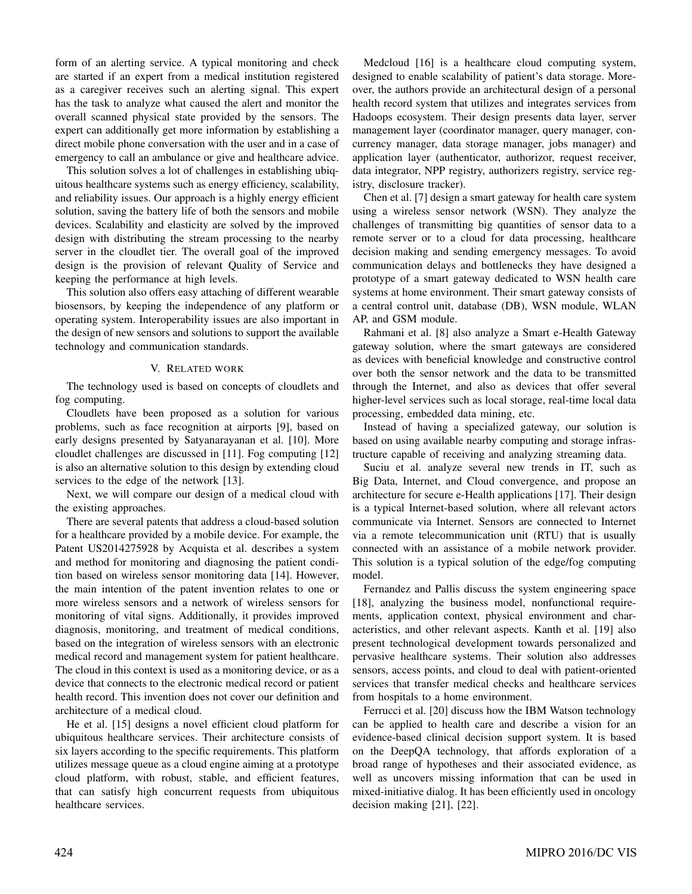form of an alerting service. A typical monitoring and check are started if an expert from a medical institution registered as a caregiver receives such an alerting signal. This expert has the task to analyze what caused the alert and monitor the overall scanned physical state provided by the sensors. The expert can additionally get more information by establishing a direct mobile phone conversation with the user and in a case of emergency to call an ambulance or give and healthcare advice.

This solution solves a lot of challenges in establishing ubiquitous healthcare systems such as energy efficiency, scalability, and reliability issues. Our approach is a highly energy efficient solution, saving the battery life of both the sensors and mobile devices. Scalability and elasticity are solved by the improved design with distributing the stream processing to the nearby server in the cloudlet tier. The overall goal of the improved design is the provision of relevant Quality of Service and keeping the performance at high levels.

This solution also offers easy attaching of different wearable biosensors, by keeping the independence of any platform or operating system. Interoperability issues are also important in the design of new sensors and solutions to support the available technology and communication standards.

## V. Related work

The technology used is based on concepts of cloudlets and fog computing.

Cloudlets have been proposed as a solution for various problems, such as face recognition at airports [9], based on early designs presented by Satyanarayanan et al. [10]. More cloudlet challenges are discussed in [11]. Fog computing [12] is also an alternative solution to this design by extending cloud services to the edge of the network [13].

Next, we will compare our design of a medical cloud with the existing approaches.

There are several patents that address a cloud-based solution for a healthcare provided by a mobile device. For example, the Patent US2014275928 by Acquista et al. describes a system and method for monitoring and diagnosing the patient condition based on wireless sensor monitoring data [14]. However, the main intention of the patent invention relates to one or more wireless sensors and a network of wireless sensors for monitoring of vital signs. Additionally, it provides improved diagnosis, monitoring, and treatment of medical conditions, based on the integration of wireless sensors with an electronic medical record and management system for patient healthcare. The cloud in this context is used as a monitoring device, or as a device that connects to the electronic medical record or patient health record. This invention does not cover our definition and architecture of a medical cloud.

He et al. [15] designs a novel efficient cloud platform for ubiquitous healthcare services. Their architecture consists of six layers according to the specific requirements. This platform utilizes message queue as a cloud engine aiming at a prototype cloud platform, with robust, stable, and efficient features, that can satisfy high concurrent requests from ubiquitous healthcare services.

Medcloud [16] is a healthcare cloud computing system, designed to enable scalability of patient's data storage. Moreover, the authors provide an architectural design of a personal health record system that utilizes and integrates services from Hadoops ecosystem. Their design presents data layer, server management layer (coordinator manager, query manager, concurrency manager, data storage manager, jobs manager) and application layer (authenticator, authorizor, request receiver, data integrator, NPP registry, authorizers registry, service registry, disclosure tracker).

Chen et al. [7] design a smart gateway for health care system using a wireless sensor network (WSN). They analyze the challenges of transmitting big quantities of sensor data to a remote server or to a cloud for data processing, healthcare decision making and sending emergency messages. To avoid communication delays and bottlenecks they have designed a prototype of a smart gateway dedicated to WSN health care systems at home environment. Their smart gateway consists of a central control unit, database (DB), WSN module, WLAN AP, and GSM module.

Rahmani et al. [8] also analyze a Smart e-Health Gateway gateway solution, where the smart gateways are considered as devices with beneficial knowledge and constructive control over both the sensor network and the data to be transmitted through the Internet, and also as devices that offer several higher-level services such as local storage, real-time local data processing, embedded data mining, etc.

Instead of having a specialized gateway, our solution is based on using available nearby computing and storage infrastructure capable of receiving and analyzing streaming data.

Suciu et al. analyze several new trends in IT, such as Big Data, Internet, and Cloud convergence, and propose an architecture for secure e-Health applications [17]. Their design is a typical Internet-based solution, where all relevant actors communicate via Internet. Sensors are connected to Internet via a remote telecommunication unit (RTU) that is usually connected with an assistance of a mobile network provider. This solution is a typical solution of the edge/fog computing model.

Fernandez and Pallis discuss the system engineering space [18], analyzing the business model, nonfunctional requirements, application context, physical environment and characteristics, and other relevant aspects. Kanth et al. [19] also present technological development towards personalized and pervasive healthcare systems. Their solution also addresses sensors, access points, and cloud to deal with patient-oriented services that transfer medical checks and healthcare services from hospitals to a home environment.

Ferrucci et al. [20] discuss how the IBM Watson technology can be applied to health care and describe a vision for an evidence-based clinical decision support system. It is based on the DeepQA technology, that affords exploration of a broad range of hypotheses and their associated evidence, as well as uncovers missing information that can be used in mixed-initiative dialog. It has been efficiently used in oncology decision making [21], [22].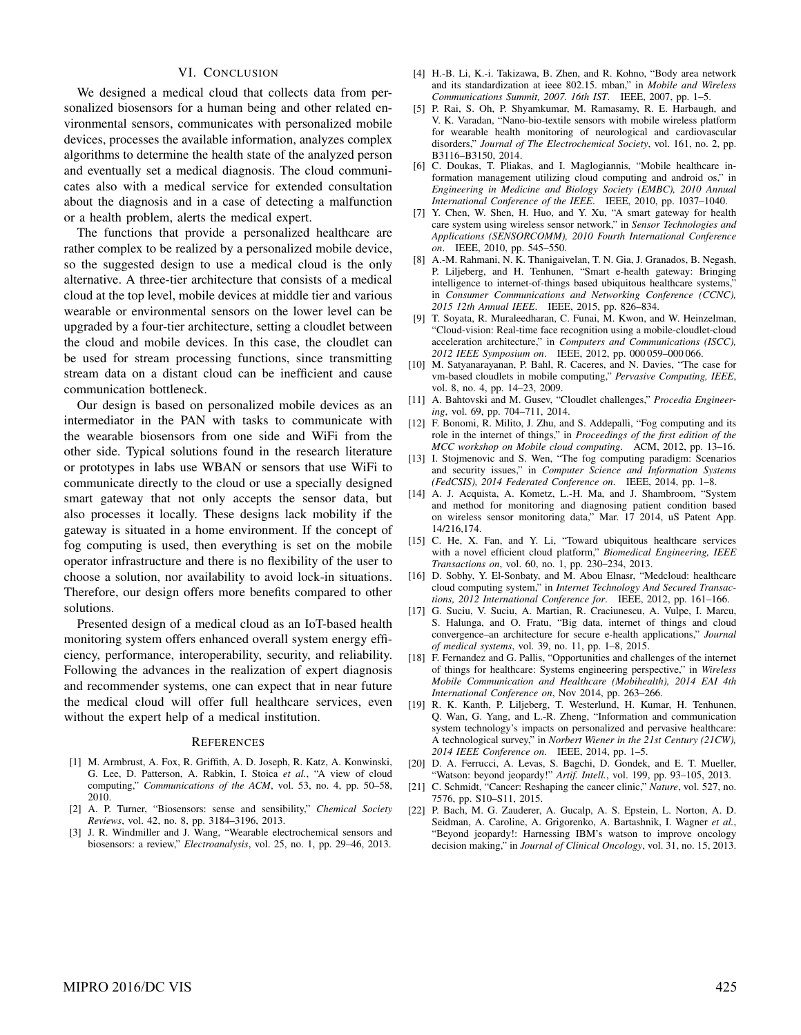## VI. Conclusion

We designed a medical cloud that collects data from personalized biosensors for a human being and other related environmental sensors, communicates with personalized mobile devices, processes the available information, analyzes complex algorithms to determine the health state of the analyzed person and eventually set a medical diagnosis. The cloud communicates also with a medical service for extended consultation about the diagnosis and in a case of detecting a malfunction or a health problem, alerts the medical expert.

The functions that provide a personalized healthcare are rather complex to be realized by a personalized mobile device, so the suggested design to use a medical cloud is the only alternative. A three-tier architecture that consists of a medical cloud at the top level, mobile devices at middle tier and various wearable or environmental sensors on the lower level can be upgraded by a four-tier architecture, setting a cloudlet between the cloud and mobile devices. In this case, the cloudlet can be used for stream processing functions, since transmitting stream data on a distant cloud can be inefficient and cause communication bottleneck.

Our design is based on personalized mobile devices as an intermediator in the PAN with tasks to communicate with the wearable biosensors from one side and WiFi from the other side. Typical solutions found in the research literature or prototypes in labs use WBAN or sensors that use WiFi to communicate directly to the cloud or use a specially designed smart gateway that not only accepts the sensor data, but also processes it locally. These designs lack mobility if the gateway is situated in a home environment. If the concept of fog computing is used, then everything is set on the mobile operator infrastructure and there is no flexibility of the user to choose a solution, nor availability to avoid lock-in situations. Therefore, our design offers more benefits compared to other solutions.

Presented design of a medical cloud as an IoT-based health monitoring system offers enhanced overall system energy efficiency, performance, interoperability, security, and reliability. Following the advances in the realization of expert diagnosis and recommender systems, one can expect that in near future the medical cloud will offer full healthcare services, even without the expert help of a medical institution.

## References

[1] M. Armbrust, A. Fox, R. Griffith, A. D. Joseph, R. Katz, A. Konwinski, G. Lee, D. Patterson, A. Rabkin, I. Stoica *et al.*, "A view of cloud computing," *Communications of the ACM*, vol. 53, no. 4, pp. 50–58, 2010.

[2] A. P. Turner, "Biosensors: sense and sensibility," *Chemical Society Reviews*, vol. 42, no. 8, pp. 3184–3196, 2013.

[3] J. R. Windmiller and J. Wang, "Wearable electrochemical sensors and biosensors: a review," *Electroanalysis*, vol. 25, no. 1, pp. 29–46, 2013.

[4] H.-B. Li, K.-i. Takizawa, B. Zhen, and R. Kohno, "Body area network and its standardization at ieee 802.15. mban," in *Mobile and Wireless Communications Summit, 2007. 16th IST*. IEEE, 2007, pp. 1–5.

[5] P. Rai, S. Oh, P. Shyamkumar, M. Ramasamy, R. E. Harbaugh, and V. K. Varadan, "Nano-bio-textile sensors with mobile wireless platform for wearable health monitoring of neurological and cardiovascular disorders," *Journal of The Electrochemical Society*, vol. 161, no. 2, pp. B3116–B3150, 2014.

[6] C. Doukas, T. Pliakas, and I. Maglogiannis, "Mobile healthcare information management utilizing cloud computing and android os," in *Engineering in Medicine and Biology Society (EMBC), 2010 Annual International Conference of the IEEE*. IEEE, 2010, pp. 1037–1040.

[7] Y. Chen, W. Shen, H. Huo, and Y. Xu, "A smart gateway for health care system using wireless sensor network," in *Sensor Technologies and Applications (SENSORCOMM), 2010 Fourth International Conference on*. IEEE, 2010, pp. 545–550.

[8] A.-M. Rahmani, N. K. Thanigaivelan, T. N. Gia, J. Granados, B. Negash, P. Liljeberg, and H. Tenhunen, "Smart e-health gateway: Bringing intelligence to internet-of-things based ubiquitous healthcare systems," in *Consumer Communications and Networking Conference (CCNC), 2015 12th Annual IEEE*. IEEE, 2015, pp. 826–834.

[9] T. Soyata, R. Muraleedharan, C. Funai, M. Kwon, and W. Heinzelman, "Cloud-vision: Real-time face recognition using a mobile-cloudlet-cloud acceleration architecture," in *Computers and Communications (ISCC), 2012 IEEE Symposium on*. IEEE, 2012, pp. 000 059–000 066.

[10] M. Satyanarayanan, P. Bahl, R. Caceres, and N. Davies, "The case for vm-based cloudlets in mobile computing," *Pervasive Computing, IEEE*, vol. 8, no. 4, pp. 14–23, 2009.

[11] A. Bahtovski and M. Gusev, "Cloudlet challenges," *Procedia Engineering*, vol. 69, pp. 704–711, 2014.

[12] F. Bonomi, R. Milito, J. Zhu, and S. Addepalli, "Fog computing and its role in the internet of things," in *Proceedings of the first edition of the MCC workshop on Mobile cloud computing*. ACM, 2012, pp. 13–16.

[13] I. Stojmenovic and S. Wen, "The fog computing paradigm: Scenarios and security issues," in *Computer Science and Information Systems (FedCSIS), 2014 Federated Conference on*. IEEE, 2014, pp. 1–8.

[14] A. J. Acquista, A. Kometz, L.-H. Ma, and J. Shambroom, "System and method for monitoring and diagnosing patient condition based on wireless sensor monitoring data," Mar. 17 2014, uS Patent App. 14/216,174.

[15] C. He, X. Fan, and Y. Li, "Toward ubiquitous healthcare services with a novel efficient cloud platform," *Biomedical Engineering, IEEE Transactions on*, vol. 60, no. 1, pp. 230–234, 2013.

[16] D. Sobhy, Y. El-Sonbaty, and M. Abou Elnasr, "Medcloud: healthcare cloud computing system," in *Internet Technology And Secured Transactions, 2012 International Conference for*. IEEE, 2012, pp. 161–166.

[17] G. Suciu, V. Suciu, A. Martian, R. Craciunescu, A. Vulpe, I. Marcu, S. Halunga, and O. Fratu, "Big data, internet of things and cloud convergence–an architecture for secure e-health applications," *Journal of medical systems*, vol. 39, no. 11, pp. 1–8, 2015.

[18] F. Fernandez and G. Pallis, "Opportunities and challenges of the internet of things for healthcare: Systems engineering perspective," in *Wireless Mobile Communication and Healthcare (Mobihealth), 2014 EAI 4th International Conference on*, Nov 2014, pp. 263–266.

[19] R. K. Kanth, P. Liljeberg, T. Westerlund, H. Kumar, H. Tenhunen, Q. Wan, G. Yang, and L.-R. Zheng, "Information and communication system technology's impacts on personalized and pervasive healthcare: A technological survey," in *Norbert Wiener in the 21st Century (21CW), 2014 IEEE Conference on*. IEEE, 2014, pp. 1–5.

[20] D. A. Ferrucci, A. Levas, S. Bagchi, D. Gondek, and E. T. Mueller, "Watson: beyond jeopardy!" *Artif. Intell.*, vol. 199, pp. 93–105, 2013.

[21] C. Schmidt, "Cancer: Reshaping the cancer clinic," *Nature*, vol. 527, no. 7576, pp. S10–S11, 2015.

[22] P. Bach, M. G. Zauderer, A. Gucalp, A. S. Epstein, L. Norton, A. D. Seidman, A. Caroline, A. Grigorenko, A. Bartashnik, I. Wagner *et al.*, "Beyond jeopardy!: Harnessing IBM's watson to improve oncology decision making," in *Journal of Clinical Oncology*, vol. 31, no. 15, 2013.